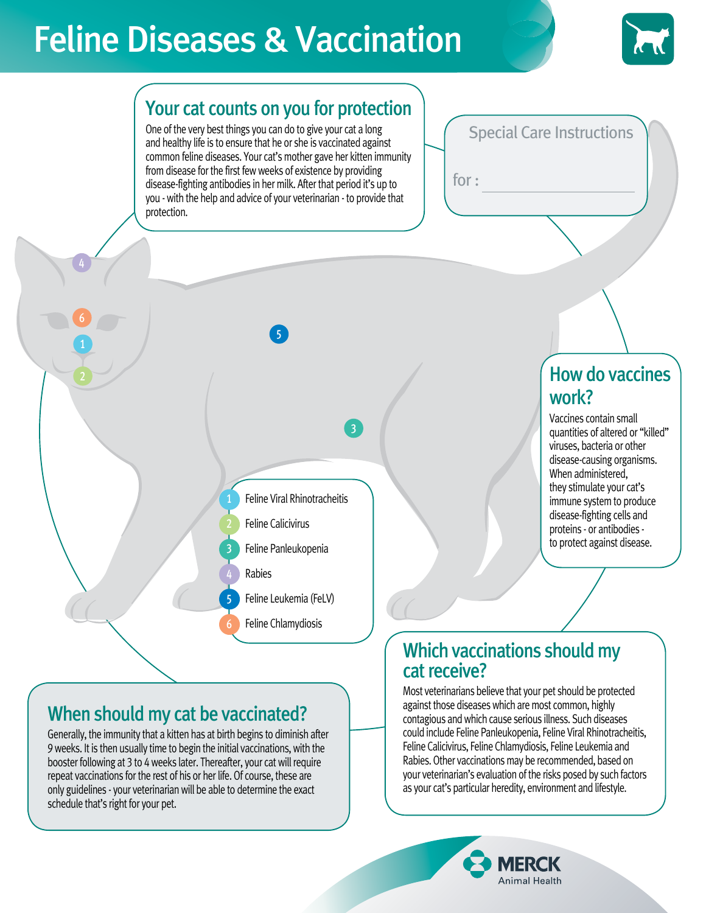# Feline Diseases & Vaccination

## Your cat counts on you for protection

One of the very best things you can do to give your cat a long and healthy life is to ensure that he or she is vaccinated against common feline diseases. Your cat's mother gave her kitten immunity from disease for the first few weeks of existence by providing disease-fighting antibodies in her milk. After that period it's up to you - with the help and advice of your veterinarian - to provide that protection.

Special Care Instructions

for : ____________________

1. Feline Viral Rhinotracheitis
2. Feline Calicivirus
3. Feline Panleukopenia
4. Rabies
5. Feline Leukemia (FeLV)
6. Feline Chlamydiosis

## How do vaccines work?

Vaccines contain small quantities of altered or "killed" viruses, bacteria or other disease-causing organisms. When administered, they stimulate your cat's immune system to produce disease-fighting cells and proteins - or antibodies - to protect against disease.

## When should my cat be vaccinated?

Generally, the immunity that a kitten has at birth begins to diminish after 9 weeks. It is then usually time to begin the initial vaccinations, with the booster following at 3 to 4 weeks later. Thereafter, your cat will require repeat vaccinations for the rest of his or her life. Of course, these are only guidelines - your veterinarian will be able to determine the exact schedule that's right for your pet.

## Which vaccinations should my cat receive?

Most veterinarians believe that your pet should be protected against those diseases which are most common, highly contagious and which cause serious illness. Such diseases could include Feline Panleukopenia, Feline Viral Rhinotracheitis, Feline Calicivirus, Feline Chlamydiosis, Feline Leukemia and Rabies. Other vaccinations may be recommended, based on your veterinarian's evaluation of the risks posed by such factors as your cat's particular heredity, environment and lifestyle.

MERCK Animal Health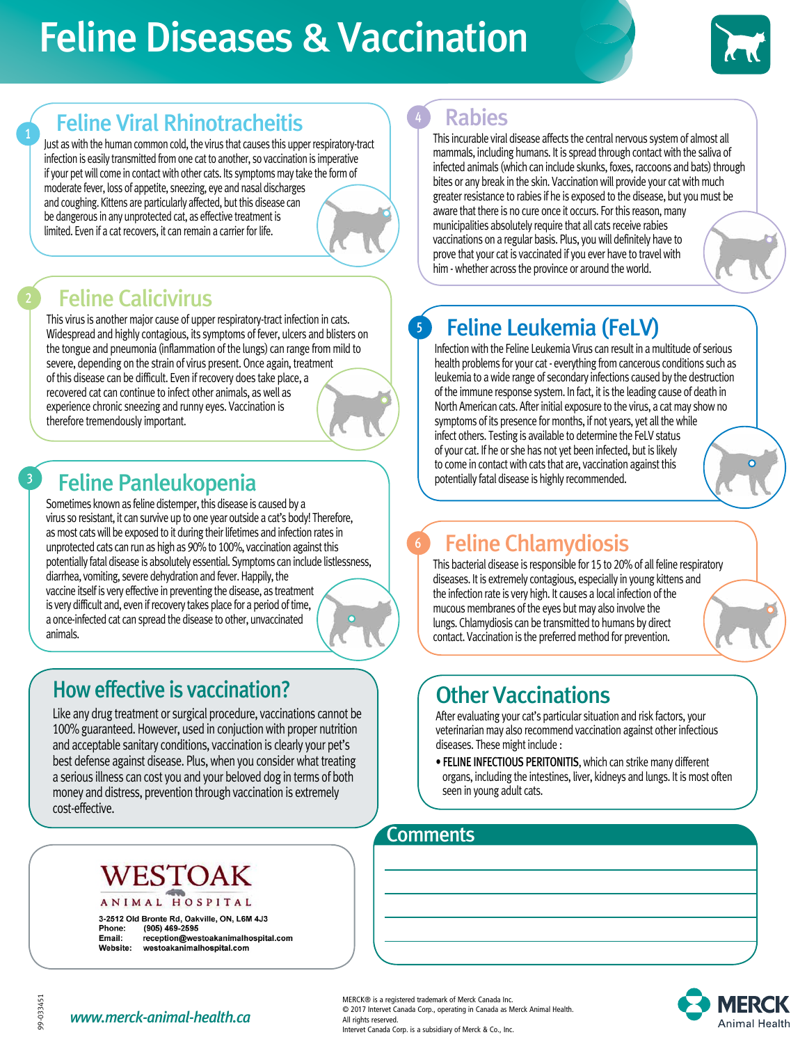# Feline Diseases & Vaccination

## 1 Feline Viral Rhinotracheitis

Just as with the human common cold, the virus that causes this upper respiratory-tract infection is easily transmitted from one cat to another, so vaccination is imperative if your pet will come in contact with other cats. Its symptoms may take the form of moderate fever, loss of appetite, sneezing, eye and nasal discharges and coughing. Kittens are particularly affected, but this disease can be dangerous in any unprotected cat, as effective treatment is limited. Even if a cat recovers, it can remain a carrier for life.

## 2 Feline Calicivirus

This virus is another major cause of upper respiratory-tract infection in cats. Widespread and highly contagious, its symptoms of fever, ulcers and blisters on the tongue and pneumonia (inflammation of the lungs) can range from mild to severe, depending on the strain of virus present. Once again, treatment of this disease can be difficult. Even if recovery does take place, a recovered cat can continue to infect other animals, as well as experience chronic sneezing and runny eyes. Vaccination is therefore tremendously important.

## 3 Feline Panleukopenia

Sometimes known as feline distemper, this disease is caused by a virus so resistant, it can survive up to one year outside a cat's body! Therefore, as most cats will be exposed to it during their lifetimes and infection rates in unprotected cats can run as high as 90% to 100%, vaccination against this potentially fatal disease is absolutely essential. Symptoms can include listlessness, diarrhea, vomiting, severe dehydration and fever. Happily, the vaccine itself is very effective in preventing the disease, as treatment is very difficult and, even if recovery takes place for a period of time, a once-infected cat can spread the disease to other, unvaccinated animals.

## 4 Rabies

This incurable viral disease affects the central nervous system of almost all mammals, including humans. It is spread through contact with the saliva of infected animals (which can include skunks, foxes, raccoons and bats) through bites or any break in the skin. Vaccination will provide your cat with much greater resistance to rabies if he is exposed to the disease, but you must be aware that there is no cure once it occurs. For this reason, many municipalities absolutely require that all cats receive rabies vaccinations on a regular basis. Plus, you will definitely have to prove that your cat is vaccinated if you ever have to travel with him - whether across the province or around the world.

## 5 Feline Leukemia (FeLV)

Infection with the Feline Leukemia Virus can result in a multitude of serious health problems for your cat - everything from cancerous conditions such as leukemia to a wide range of secondary infections caused by the destruction of the immune response system. In fact, it is the leading cause of death in North American cats. After initial exposure to the virus, a cat may show no symptoms of its presence for months, if not years, yet all the while infect others. Testing is available to determine the FeLV status of your cat. If he or she has not yet been infected, but is likely to come in contact with cats that are, vaccination against this potentially fatal disease is highly recommended.

## 6 Feline Chlamydiosis

This bacterial disease is responsible for 15 to 20% of all feline respiratory diseases. It is extremely contagious, especially in young kittens and the infection rate is very high. It causes a local infection of the mucous membranes of the eyes but may also involve the lungs. Chlamydiosis can be transmitted to humans by direct contact. Vaccination is the preferred method for prevention.

## How effective is vaccination?

Like any drug treatment or surgical procedure, vaccinations cannot be 100% guaranteed. However, used in conjuction with proper nutrition and acceptable sanitary conditions, vaccination is clearly your pet's best defense against disease. Plus, when you consider what treating a serious illness can cost you and your beloved dog in terms of both money and distress, prevention through vaccination is extremely cost-effective.

## Other Vaccinations

After evaluating your cat's particular situation and risk factors, your veterinarian may also recommend vaccination against other infectious diseases. These might include :

- FELINE INFECTIOUS PERITONITIS, which can strike many different organs, including the intestines, liver, kidneys and lungs. It is most often seen in young adult cats.

## Comments

WESTOAK ANIMAL HOSPITAL

3-2512 Old Bronte Rd, Oakville, ON, L6M 4J3
Phone: (905) 469-2595
Email: reception@westoakanimalhospital.com
Website: westoakanimalhospital.com

99-033451

*www.merck-animal-health.ca*

MERCK® is a registered trademark of Merck Canada Inc.
© 2017 Intervet Canada Corp., operating in Canada as Merck Animal Health.
All rights reserved.
Intervet Canada Corp. is a subsidiary of Merck & Co., Inc.

MERCK Animal Health